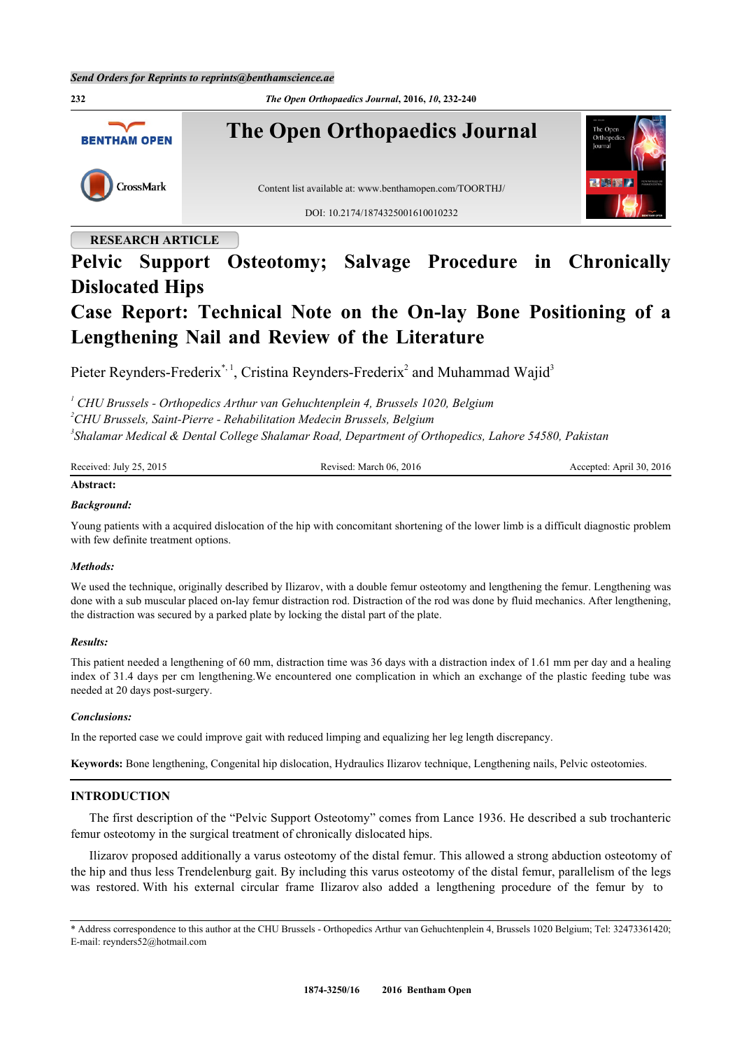RESEARCH ARTICLE

# Pelvic Support Osteotomy; Salvage Procedure in Chronically Dislocated Hips

# Case Report: Technical Note on the On-lay Bone Positioning of a Lengthening Nail and Review of the Literature

Pieter Reynders-Frederix[*,1], Cristina Reynders-Frederix[2] and Muhammad Wajid[3]

[1] *CHU Brussels - Orthopedics Arthur van Gehuchtenplein 4, Brussels 1020, Belgium*
[2] *CHU Brussels, Saint-Pierre - Rehabilitation Medecin Brussels, Belgium*
[3] *Shalamar Medical & Dental College Shalamar Road, Department of Orthopedics, Lahore 54580, Pakistan*

Received: July 25, 2015 | Revised: March 06, 2016 | Accepted: April 30, 2016

**Abstract:**

***Background:***

Young patients with a acquired dislocation of the hip with concomitant shortening of the lower limb is a difficult diagnostic problem with few definite treatment options.

***Methods:***

We used the technique, originally described by Ilizarov, with a double femur osteotomy and lengthening the femur. Lengthening was done with a sub muscular placed on-lay femur distraction rod. Distraction of the rod was done by fluid mechanics. After lengthening, the distraction was secured by a parked plate by locking the distal part of the plate.

***Results:***

This patient needed a lengthening of 60 mm, distraction time was 36 days with a distraction index of 1.61 mm per day and a healing index of 31.4 days per cm lengthening.We encountered one complication in which an exchange of the plastic feeding tube was needed at 20 days post-surgery.

***Conclusions:***

In the reported case we could improve gait with reduced limping and equalizing her leg length discrepancy.

**Keywords:** Bone lengthening, Congenital hip dislocation, Hydraulics Ilizarov technique, Lengthening nails, Pelvic osteotomies.

## INTRODUCTION

The first description of the "Pelvic Support Osteotomy" comes from Lance 1936. He described a sub trochanteric femur osteotomy in the surgical treatment of chronically dislocated hips.

Ilizarov proposed additionally a varus osteotomy of the distal femur. This allowed a strong abduction osteotomy of the hip and thus less Trendelenburg gait. By including this varus osteotomy of the distal femur, parallelism of the legs was restored. With his external circular frame Ilizarov also added a lengthening procedure of the femur by to

\* Address correspondence to this author at the CHU Brussels - Orthopedics Arthur van Gehuchtenplein 4, Brussels 1020 Belgium; Tel: 32473361420; E-mail: reynders52@hotmail.com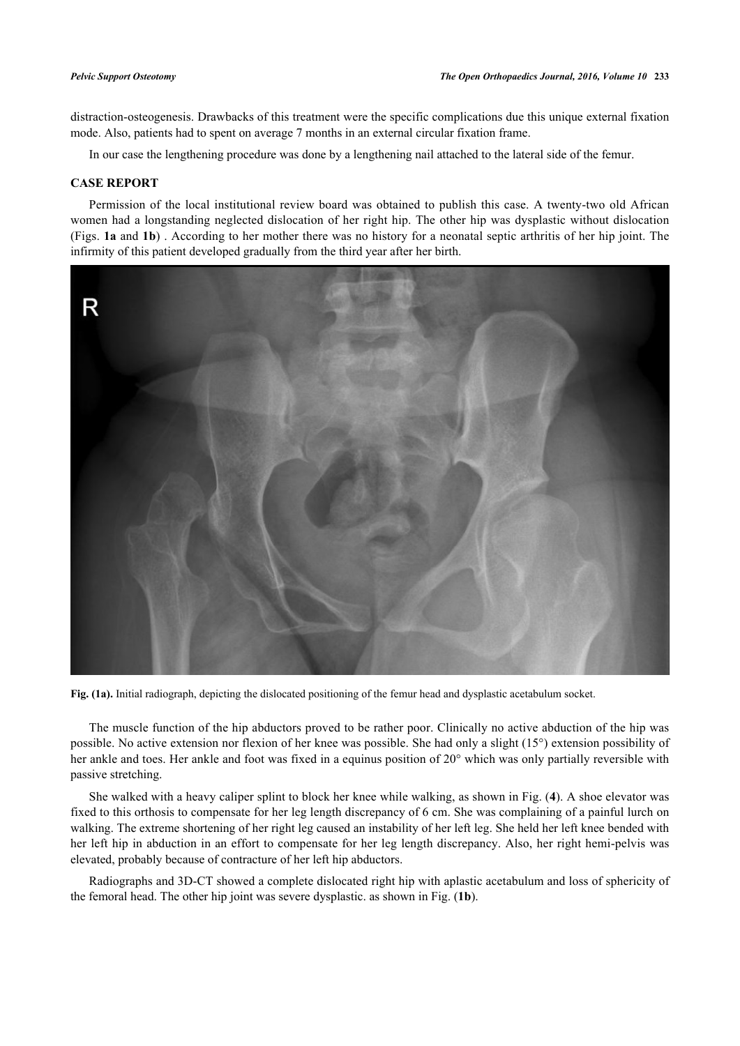distraction-osteogenesis. Drawbacks of this treatment were the specific complications due this unique external fixation mode. Also, patients had to spent on average 7 months in an external circular fixation frame.

In our case the lengthening procedure was done by a lengthening nail attached to the lateral side of the femur.

## CASE REPORT

Permission of the local institutional review board was obtained to publish this case. A twenty-two old African women had a longstanding neglected dislocation of her right hip. The other hip was dysplastic without dislocation (Figs. **1a** and **1b**) . According to her mother there was no history for a neonatal septic arthritis of her hip joint. The infirmity of this patient developed gradually from the third year after her birth.

**Fig. (1a).** Initial radiograph, depicting the dislocated positioning of the femur head and dysplastic acetabulum socket.

The muscle function of the hip abductors proved to be rather poor. Clinically no active abduction of the hip was possible. No active extension nor flexion of her knee was possible. She had only a slight (15°) extension possibility of her ankle and toes. Her ankle and foot was fixed in a equinus position of 20° which was only partially reversible with passive stretching.

She walked with a heavy caliper splint to block her knee while walking, as shown in Fig. (**4**). A shoe elevator was fixed to this orthosis to compensate for her leg length discrepancy of 6 cm. She was complaining of a painful lurch on walking. The extreme shortening of her right leg caused an instability of her left leg. She held her left knee bended with her left hip in abduction in an effort to compensate for her leg length discrepancy. Also, her right hemi-pelvis was elevated, probably because of contracture of her left hip abductors.

Radiographs and 3D-CT showed a complete dislocated right hip with aplastic acetabulum and loss of sphericity of the femoral head. The other hip joint was severe dysplastic. as shown in Fig. (**1b**).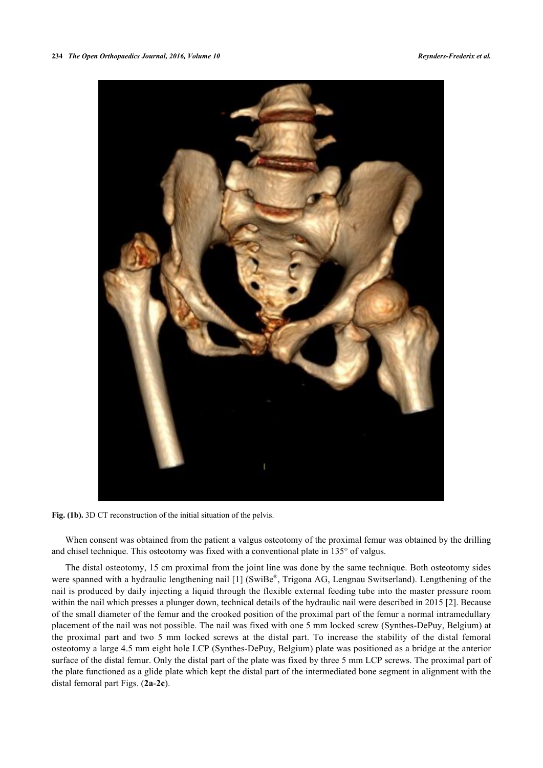**Fig. (1b).** 3D CT reconstruction of the initial situation of the pelvis.

When consent was obtained from the patient a valgus osteotomy of the proximal femur was obtained by the drilling and chisel technique. This osteotomy was fixed with a conventional plate in 135° of valgus.

The distal osteotomy, 15 cm proximal from the joint line was done by the same technique. Both osteotomy sides were spanned with a hydraulic lengthening nail [1] (SwiBe®, Trigona AG, Lengnau Switserland). Lengthening of the nail is produced by daily injecting a liquid through the flexible external feeding tube into the master pressure room within the nail which presses a plunger down, technical details of the hydraulic nail were described in 2015 [2]. Because of the small diameter of the femur and the crooked position of the proximal part of the femur a normal intramedullary placement of the nail was not possible. The nail was fixed with one 5 mm locked screw (Synthes-DePuy, Belgium) at the proximal part and two 5 mm locked screws at the distal part. To increase the stability of the distal femoral osteotomy a large 4.5 mm eight hole LCP (Synthes-DePuy, Belgium) plate was positioned as a bridge at the anterior surface of the distal femur. Only the distal part of the plate was fixed by three 5 mm LCP screws. The proximal part of the plate functioned as a glide plate which kept the distal part of the intermediated bone segment in alignment with the distal femoral part Figs. (**2a**-**2c**).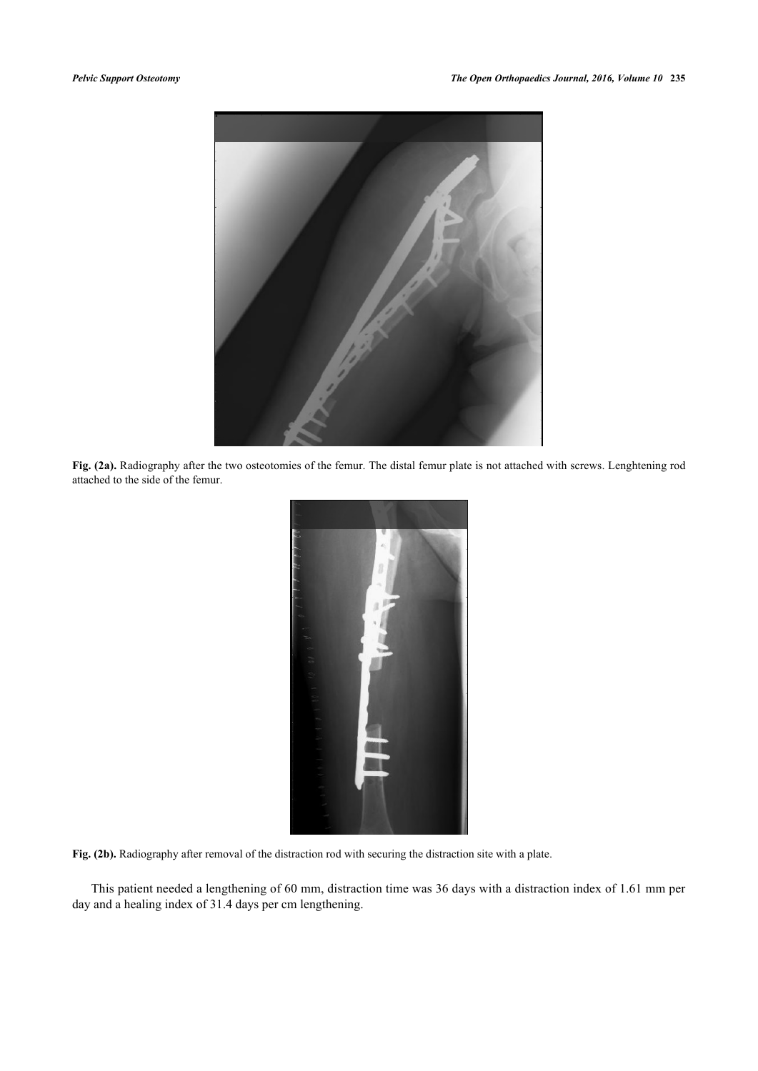**Fig. (2a).** Radiography after the two osteotomies of the femur. The distal femur plate is not attached with screws. Lenghtening rod attached to the side of the femur.

**Fig. (2b).** Radiography after removal of the distraction rod with securing the distraction site with a plate.

This patient needed a lengthening of 60 mm, distraction time was 36 days with a distraction index of 1.61 mm per day and a healing index of 31.4 days per cm lengthening.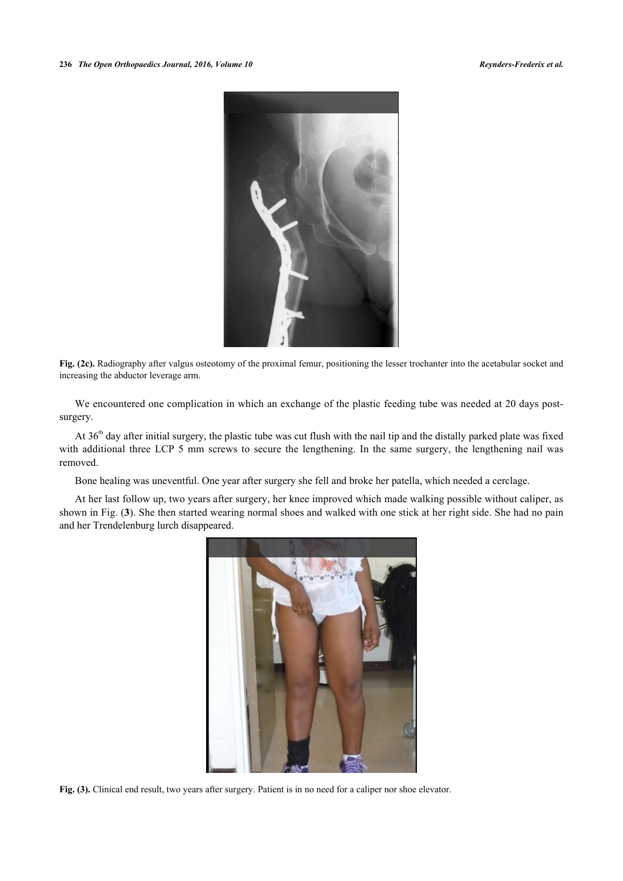**Fig. (2c).** Radiography after valgus osteotomy of the proximal femur, positioning the lesser trochanter into the acetabular socket and increasing the abductor leverage arm.

We encountered one complication in which an exchange of the plastic feeding tube was needed at 20 days post-surgery.

At 36[th] day after initial surgery, the plastic tube was cut flush with the nail tip and the distally parked plate was fixed with additional three LCP 5 mm screws to secure the lengthening. In the same surgery, the lengthening nail was removed.

Bone healing was uneventful. One year after surgery she fell and broke her patella, which needed a cerclage.

At her last follow up, two years after surgery, her knee improved which made walking possible without caliper, as shown in Fig. (**3**). She then started wearing normal shoes and walked with one stick at her right side. She had no pain and her Trendelenburg lurch disappeared.

**Fig. (3).** Clinical end result, two years after surgery. Patient is in no need for a caliper nor shoe elevator.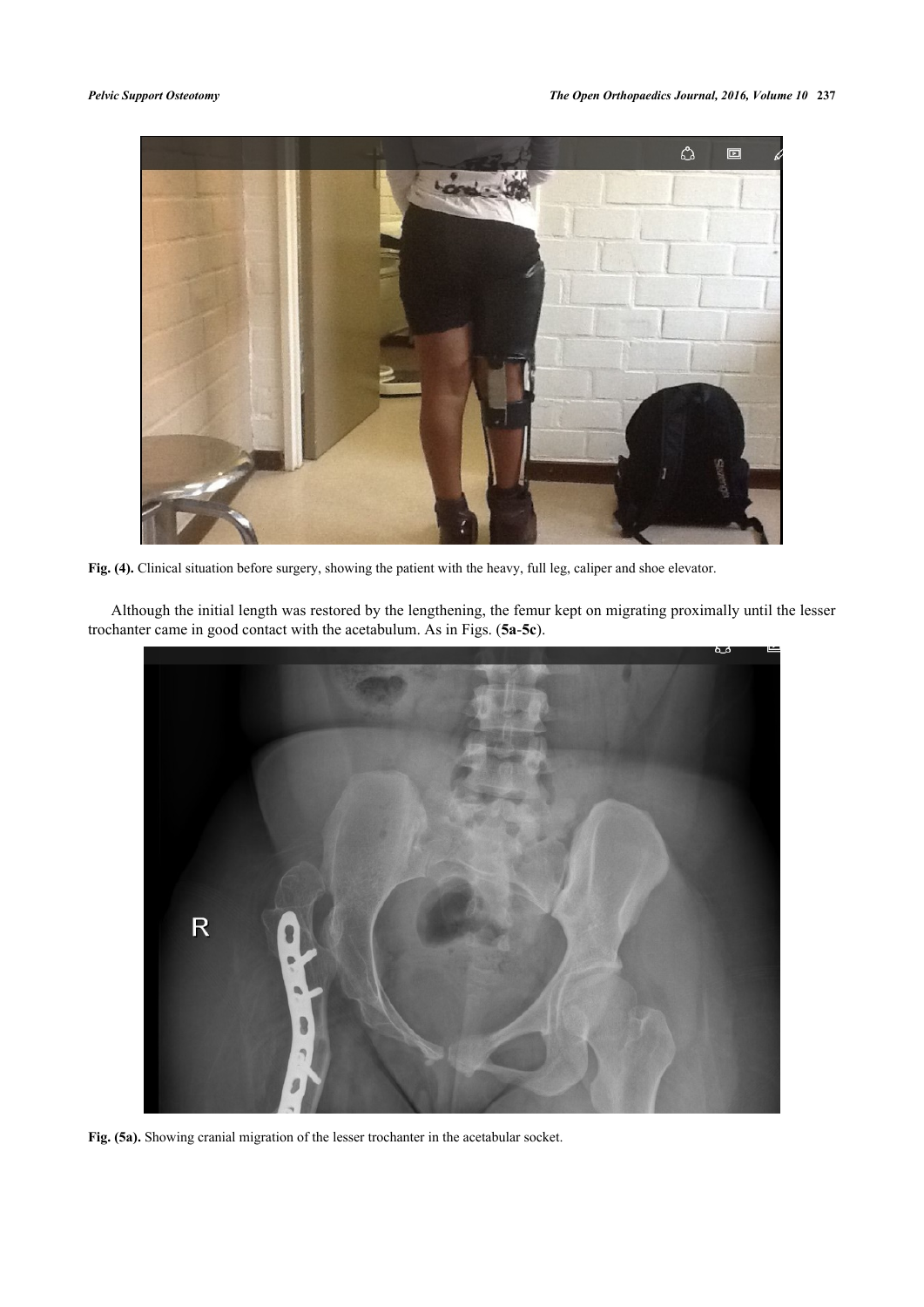Fig. (4). Clinical situation before surgery, showing the patient with the heavy, full leg, caliper and shoe elevator.

Although the initial length was restored by the lengthening, the femur kept on migrating proximally until the lesser trochanter came in good contact with the acetabulum. As in Figs. (**5a**-**5c**).

Fig. (5a). Showing cranial migration of the lesser trochanter in the acetabular socket.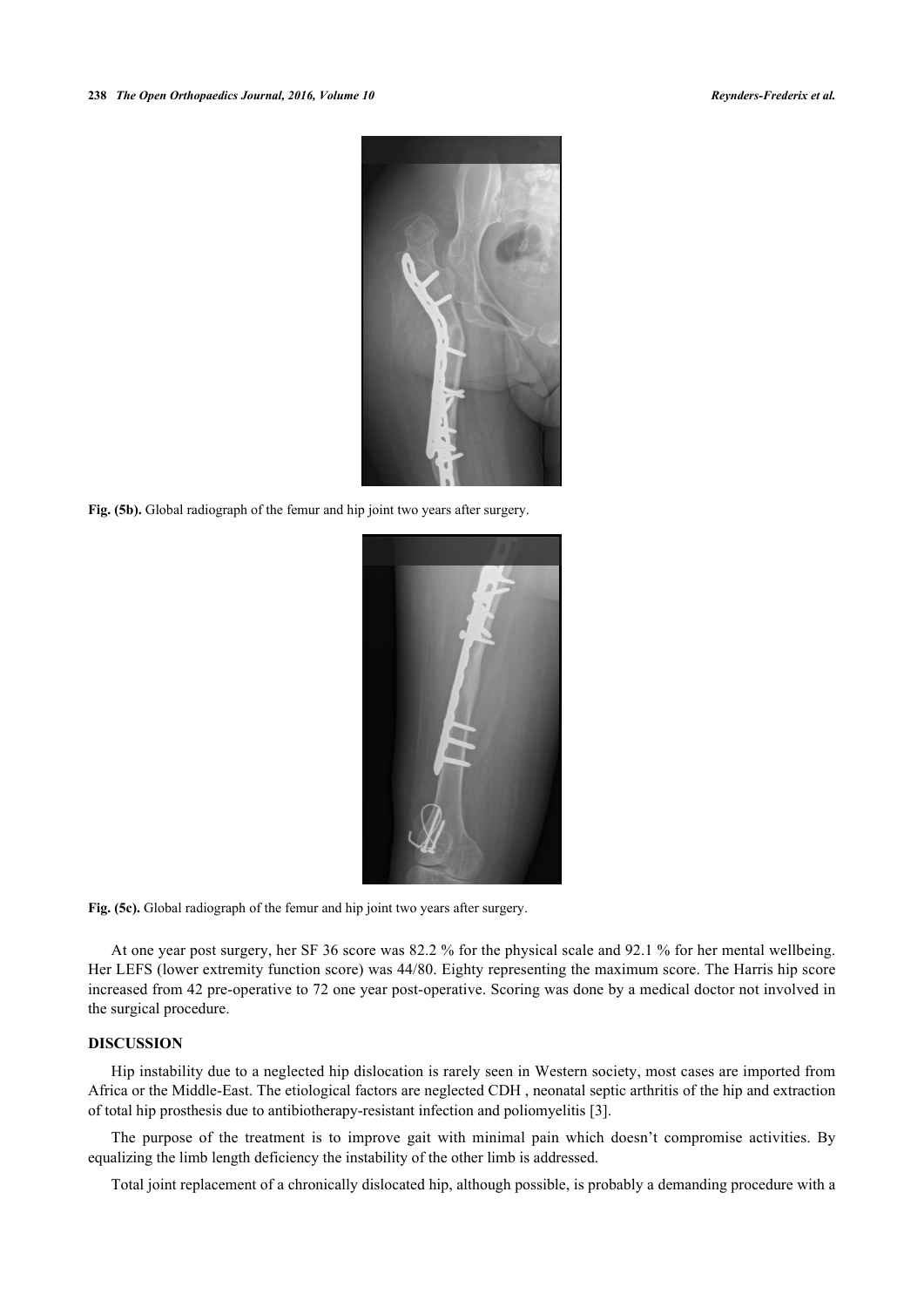Fig. (5b). Global radiograph of the femur and hip joint two years after surgery.

Fig. (5c). Global radiograph of the femur and hip joint two years after surgery.

At one year post surgery, her SF 36 score was 82.2 % for the physical scale and 92.1 % for her mental wellbeing. Her LEFS (lower extremity function score) was 44/80. Eighty representing the maximum score. The Harris hip score increased from 42 pre-operative to 72 one year post-operative. Scoring was done by a medical doctor not involved in the surgical procedure.

## DISCUSSION

Hip instability due to a neglected hip dislocation is rarely seen in Western society, most cases are imported from Africa or the Middle-East. The etiological factors are neglected CDH , neonatal septic arthritis of the hip and extraction of total hip prosthesis due to antibiotherapy-resistant infection and poliomyelitis [3].

The purpose of the treatment is to improve gait with minimal pain which doesn't compromise activities. By equalizing the limb length deficiency the instability of the other limb is addressed.

Total joint replacement of a chronically dislocated hip, although possible, is probably a demanding procedure with a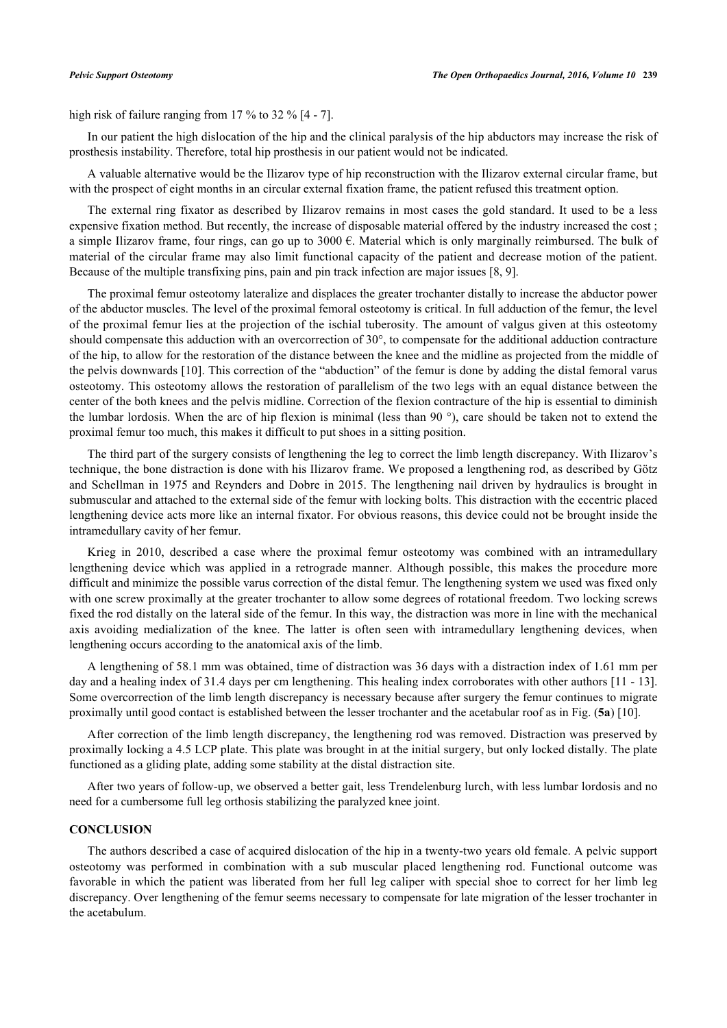high risk of failure ranging from 17 % to 32 % [4 - 7].

In our patient the high dislocation of the hip and the clinical paralysis of the hip abductors may increase the risk of prosthesis instability. Therefore, total hip prosthesis in our patient would not be indicated.

A valuable alternative would be the Ilizarov type of hip reconstruction with the Ilizarov external circular frame, but with the prospect of eight months in an circular external fixation frame, the patient refused this treatment option.

The external ring fixator as described by Ilizarov remains in most cases the gold standard. It used to be a less expensive fixation method. But recently, the increase of disposable material offered by the industry increased the cost ; a simple Ilizarov frame, four rings, can go up to 3000 €. Material which is only marginally reimbursed. The bulk of material of the circular frame may also limit functional capacity of the patient and decrease motion of the patient. Because of the multiple transfixing pins, pain and pin track infection are major issues [8, 9].

The proximal femur osteotomy lateralize and displaces the greater trochanter distally to increase the abductor power of the abductor muscles. The level of the proximal femoral osteotomy is critical. In full adduction of the femur, the level of the proximal femur lies at the projection of the ischial tuberosity. The amount of valgus given at this osteotomy should compensate this adduction with an overcorrection of 30°, to compensate for the additional adduction contracture of the hip, to allow for the restoration of the distance between the knee and the midline as projected from the middle of the pelvis downwards [10]. This correction of the "abduction" of the femur is done by adding the distal femoral varus osteotomy. This osteotomy allows the restoration of parallelism of the two legs with an equal distance between the center of the both knees and the pelvis midline. Correction of the flexion contracture of the hip is essential to diminish the lumbar lordosis. When the arc of hip flexion is minimal (less than 90 °), care should be taken not to extend the proximal femur too much, this makes it difficult to put shoes in a sitting position.

The third part of the surgery consists of lengthening the leg to correct the limb length discrepancy. With Ilizarov's technique, the bone distraction is done with his Ilizarov frame. We proposed a lengthening rod, as described by Götz and Schellman in 1975 and Reynders and Dobre in 2015. The lengthening nail driven by hydraulics is brought in submuscular and attached to the external side of the femur with locking bolts. This distraction with the eccentric placed lengthening device acts more like an internal fixator. For obvious reasons, this device could not be brought inside the intramedullary cavity of her femur.

Krieg in 2010, described a case where the proximal femur osteotomy was combined with an intramedullary lengthening device which was applied in a retrograde manner. Although possible, this makes the procedure more difficult and minimize the possible varus correction of the distal femur. The lengthening system we used was fixed only with one screw proximally at the greater trochanter to allow some degrees of rotational freedom. Two locking screws fixed the rod distally on the lateral side of the femur. In this way, the distraction was more in line with the mechanical axis avoiding medialization of the knee. The latter is often seen with intramedullary lengthening devices, when lengthening occurs according to the anatomical axis of the limb.

A lengthening of 58.1 mm was obtained, time of distraction was 36 days with a distraction index of 1.61 mm per day and a healing index of 31.4 days per cm lengthening. This healing index corroborates with other authors [11 - 13]. Some overcorrection of the limb length discrepancy is necessary because after surgery the femur continues to migrate proximally until good contact is established between the lesser trochanter and the acetabular roof as in Fig. (**5a**) [10].

After correction of the limb length discrepancy, the lengthening rod was removed. Distraction was preserved by proximally locking a 4.5 LCP plate. This plate was brought in at the initial surgery, but only locked distally. The plate functioned as a gliding plate, adding some stability at the distal distraction site.

After two years of follow-up, we observed a better gait, less Trendelenburg lurch, with less lumbar lordosis and no need for a cumbersome full leg orthosis stabilizing the paralyzed knee joint.

## CONCLUSION

The authors described a case of acquired dislocation of the hip in a twenty-two years old female. A pelvic support osteotomy was performed in combination with a sub muscular placed lengthening rod. Functional outcome was favorable in which the patient was liberated from her full leg caliper with special shoe to correct for her limb leg discrepancy. Over lengthening of the femur seems necessary to compensate for late migration of the lesser trochanter in the acetabulum.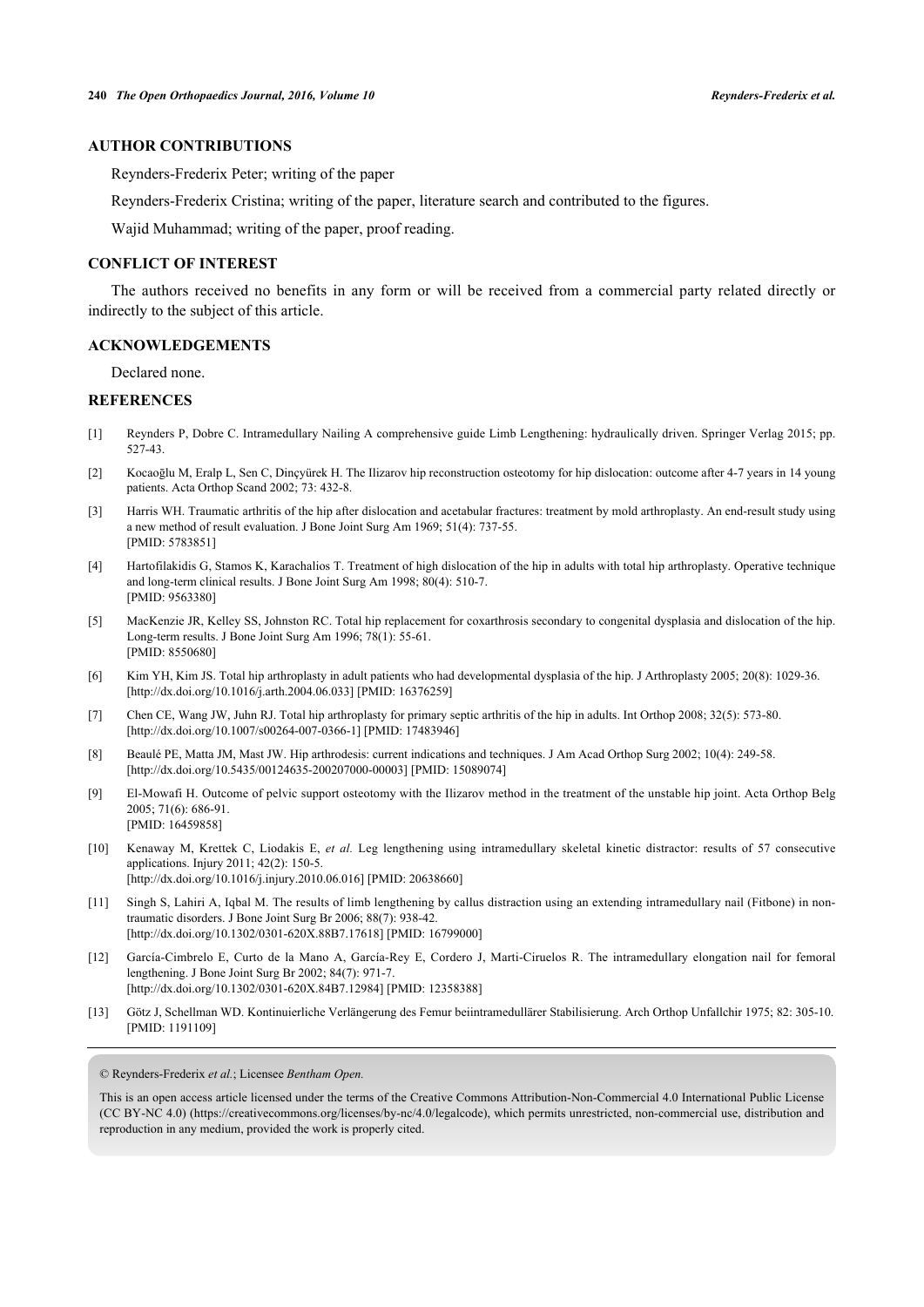## AUTHOR CONTRIBUTIONS

Reynders-Frederix Peter; writing of the paper

Reynders-Frederix Cristina; writing of the paper, literature search and contributed to the figures.

Wajid Muhammad; writing of the paper, proof reading.

## CONFLICT OF INTEREST

The authors received no benefits in any form or will be received from a commercial party related directly or indirectly to the subject of this article.

## ACKNOWLEDGEMENTS

Declared none.

## REFERENCES

[1] Reynders P, Dobre C. Intramedullary Nailing A comprehensive guide Limb Lengthening: hydraulically driven. Springer Verlag 2015; pp. 527-43.

[2] Kocaoğlu M, Eralp L, Sen C, Dinçyürek H. The Ilizarov hip reconstruction osteotomy for hip dislocation: outcome after 4-7 years in 14 young patients. Acta Orthop Scand 2002; 73: 432-8.

[3] Harris WH. Traumatic arthritis of the hip after dislocation and acetabular fractures: treatment by mold arthroplasty. An end-result study using a new method of result evaluation. J Bone Joint Surg Am 1969; 51(4): 737-55. [PMID: 5783851]

[4] Hartofilakidis G, Stamos K, Karachalios T. Treatment of high dislocation of the hip in adults with total hip arthroplasty. Operative technique and long-term clinical results. J Bone Joint Surg Am 1998; 80(4): 510-7. [PMID: 9563380]

[5] MacKenzie JR, Kelley SS, Johnston RC. Total hip replacement for coxarthrosis secondary to congenital dysplasia and dislocation of the hip. Long-term results. J Bone Joint Surg Am 1996; 78(1): 55-61. [PMID: 8550680]

[6] Kim YH, Kim JS. Total hip arthroplasty in adult patients who had developmental dysplasia of the hip. J Arthroplasty 2005; 20(8): 1029-36. [http://dx.doi.org/10.1016/j.arth.2004.06.033] [PMID: 16376259]

[7] Chen CE, Wang JW, Juhn RJ. Total hip arthroplasty for primary septic arthritis of the hip in adults. Int Orthop 2008; 32(5): 573-80. [http://dx.doi.org/10.1007/s00264-007-0366-1] [PMID: 17483946]

[8] Beaulé PE, Matta JM, Mast JW. Hip arthrodesis: current indications and techniques. J Am Acad Orthop Surg 2002; 10(4): 249-58. [http://dx.doi.org/10.5435/00124635-200207000-00003] [PMID: 15089074]

[9] El-Mowafi H. Outcome of pelvic support osteotomy with the Ilizarov method in the treatment of the unstable hip joint. Acta Orthop Belg 2005; 71(6): 686-91. [PMID: 16459858]

[10] Kenaway M, Krettek C, Liodakis E, *et al.* Leg lengthening using intramedullary skeletal kinetic distractor: results of 57 consecutive applications. Injury 2011; 42(2): 150-5. [http://dx.doi.org/10.1016/j.injury.2010.06.016] [PMID: 20638660]

[11] Singh S, Lahiri A, Iqbal M. The results of limb lengthening by callus distraction using an extending intramedullary nail (Fitbone) in non-traumatic disorders. J Bone Joint Surg Br 2006; 88(7): 938-42. [http://dx.doi.org/10.1302/0301-620X.88B7.17618] [PMID: 16799000]

[12] García-Cimbrelo E, Curto de la Mano A, García-Rey E, Cordero J, Marti-Ciruelos R. The intramedullary elongation nail for femoral lengthening. J Bone Joint Surg Br 2002; 84(7): 971-7. [http://dx.doi.org/10.1302/0301-620X.84B7.12984] [PMID: 12358388]

[13] Götz J, Schellman WD. Kontinuierliche Verlängerung des Femur beiintramedullärer Stabilisierung. Arch Orthop Unfallchir 1975; 82: 305-10. [PMID: 1191109]

© Reynders-Frederix *et al.*; Licensee *Bentham Open.*

This is an open access article licensed under the terms of the Creative Commons Attribution-Non-Commercial 4.0 International Public License (CC BY-NC 4.0) (https://creativecommons.org/licenses/by-nc/4.0/legalcode), which permits unrestricted, non-commercial use, distribution and reproduction in any medium, provided the work is properly cited.